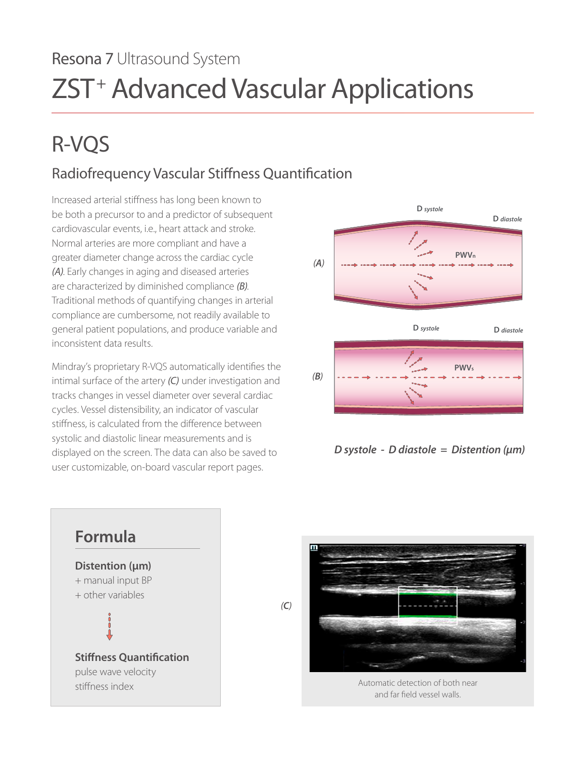Resona 7 Ultrasound System

# ZST⁺ Advanced Vascular Applications

## R-VQS

### Radiofrequency Vascular Stiffness Quantification

Increased arterial stiffness has long been known to be both a precursor to and a predictor of subsequent cardiovascular events, i.e., heart attack and stroke. Normal arteries are more compliant and have a greater diameter change across the cardiac cycle *(A)*. Early changes in aging and diseased arteries are characterized by diminished compliance *(B)*. Traditional methods of quantifying changes in arterial compliance are cumbersome, not readily available to general patient populations, and produce variable and inconsistent data results.

Mindray's proprietary R-VQS automatically identifies the intimal surface of the artery *(C)* under investigation and tracks changes in vessel diameter over several cardiac cycles. Vessel distensibility, an indicator of vascular stiffness, is calculated from the difference between systolic and diastolic linear measurements and is displayed on the screen. The data can also be saved to user customizable, on-board vascular report pages.

(A) D *systole*, D *diastole*, $PWV_n$

(B) D *systole*, D *diastole*, $PWV_s$

***D systole - D diastole = Distention (μm)***

### Formula

**Distention (μm)**
+ manual input BP
+ other variables

**Stiffness Quantification**
pulse wave velocity
stiffness index

(C)

Automatic detection of both near and far field vessel walls.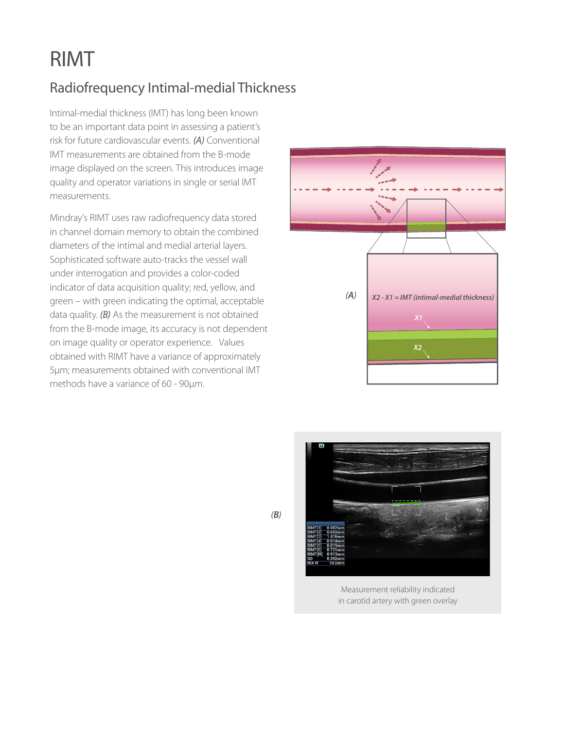# RIMT

## Radiofrequency Intimal-medial Thickness

Intimal-medial thickness (IMT) has long been known to be an important data point in assessing a patient's risk for future cardiovascular events. *(A)* Conventional IMT measurements are obtained from the B-mode image displayed on the screen. This introduces image quality and operator variations in single or serial IMT measurements.

Mindray's RIMT uses raw radiofrequency data stored in channel domain memory to obtain the combined diameters of the intimal and medial arterial layers. Sophisticated software auto-tracks the vessel wall under interrogation and provides a color-coded indicator of data acquisition quality; red, yellow, and green – with green indicating the optimal, acceptable data quality. *(B)* As the measurement is not obtained from the B-mode image, its accuracy is not dependent on image quality or operator experience. Values obtained with RIMT have a variance of approximately 5µm; measurements obtained with conventional IMT methods have a variance of 60 - 90µm.

*(A)*

*X2 - X1 = IMT (intimal-medial thickness)*

*(B)*

Measurement reliability indicated in carotid artery with green overlay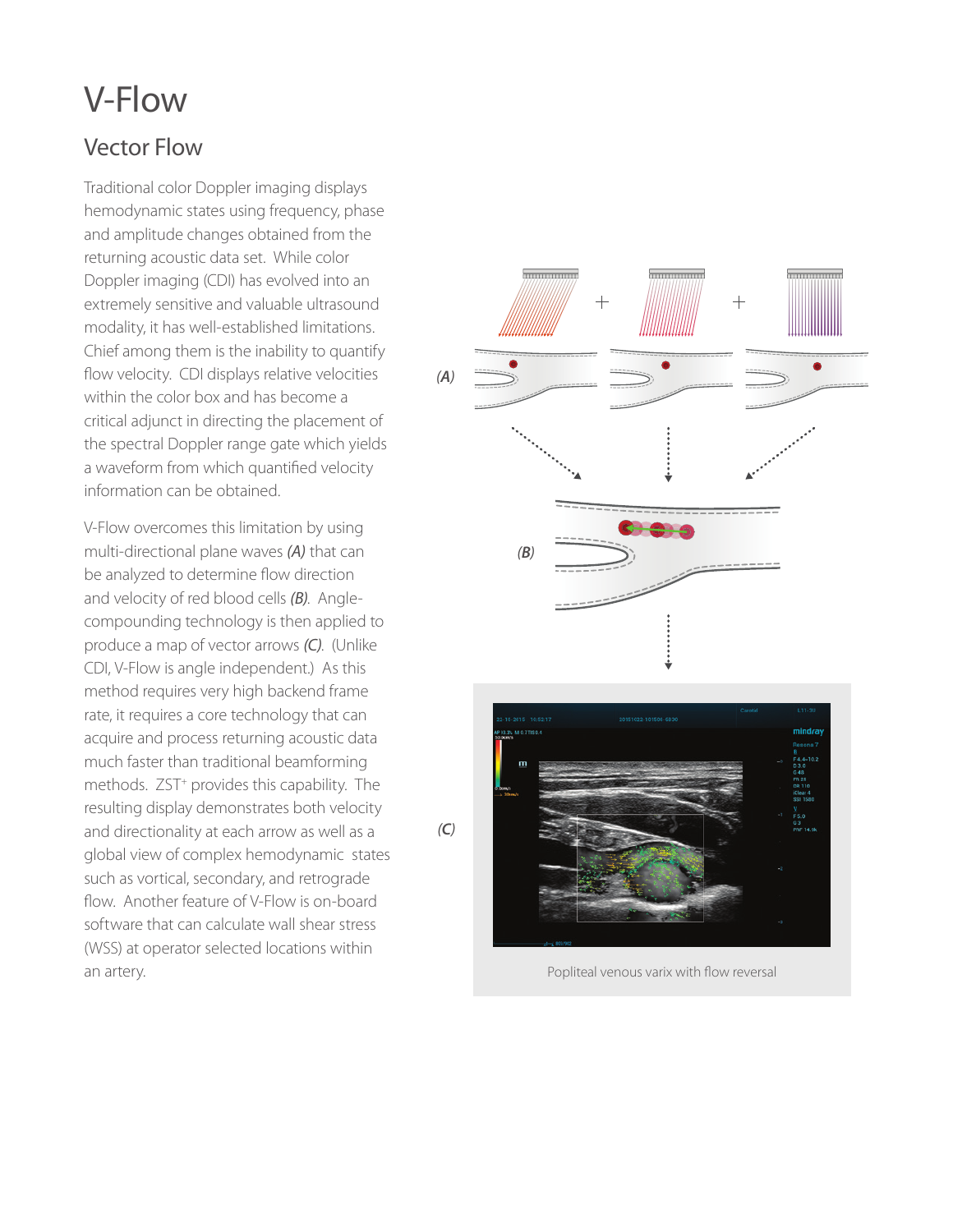# V-Flow

## Vector Flow

Traditional color Doppler imaging displays hemodynamic states using frequency, phase and amplitude changes obtained from the returning acoustic data set. While color Doppler imaging (CDI) has evolved into an extremely sensitive and valuable ultrasound modality, it has well-established limitations. Chief among them is the inability to quantify flow velocity. CDI displays relative velocities within the color box and has become a critical adjunct in directing the placement of the spectral Doppler range gate which yields a waveform from which quantified velocity information can be obtained.

V-Flow overcomes this limitation by using multi-directional plane waves *(A)* that can be analyzed to determine flow direction and velocity of red blood cells *(B)*. Angle-compounding technology is then applied to produce a map of vector arrows *(C)*. (Unlike CDI, V-Flow is angle independent.) As this method requires very high backend frame rate, it requires a core technology that can acquire and process returning acoustic data much faster than traditional beamforming methods. ZST+ provides this capability. The resulting display demonstrates both velocity and directionality at each arrow as well as a global view of complex hemodynamic states such as vortical, secondary, and retrograde flow. Another feature of V-Flow is on-board software that can calculate wall shear stress (WSS) at operator selected locations within an artery.

(A)

(B)

(C)

Popliteal venous varix with flow reversal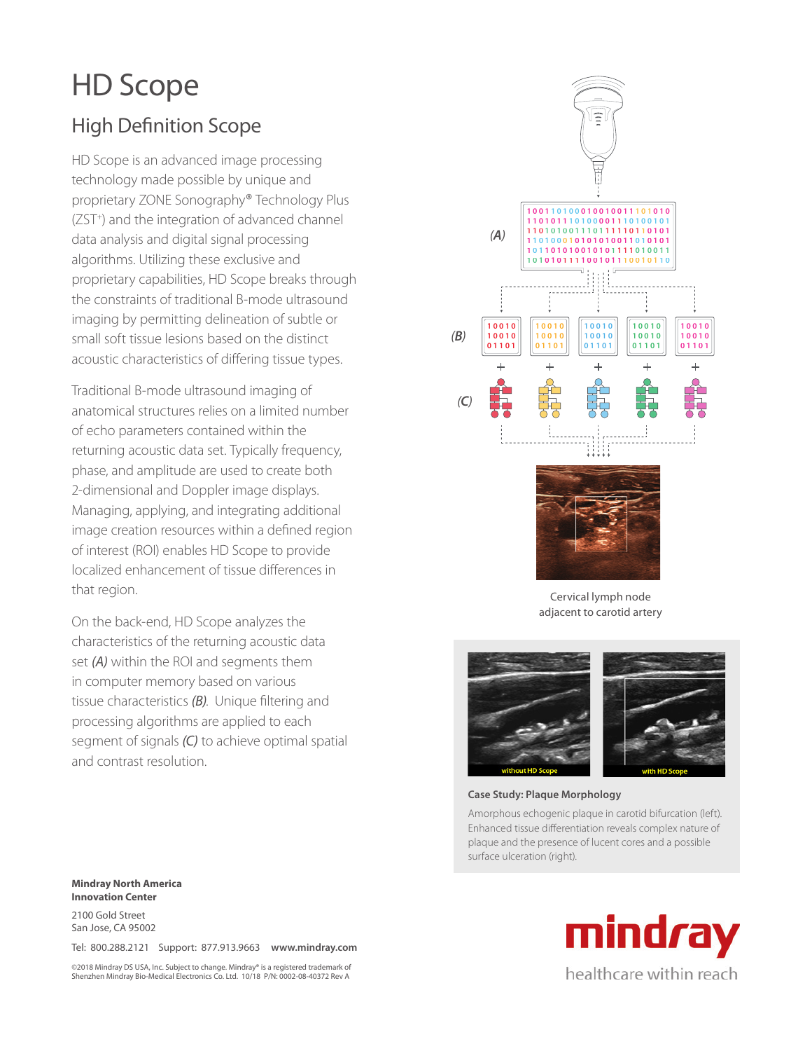# HD Scope

## High Definition Scope

HD Scope is an advanced image processing technology made possible by unique and proprietary ZONE Sonography® Technology Plus (ZST+) and the integration of advanced channel data analysis and digital signal processing algorithms. Utilizing these exclusive and proprietary capabilities, HD Scope breaks through the constraints of traditional B-mode ultrasound imaging by permitting delineation of subtle or small soft tissue lesions based on the distinct acoustic characteristics of differing tissue types.

Traditional B-mode ultrasound imaging of anatomical structures relies on a limited number of echo parameters contained within the returning acoustic data set. Typically frequency, phase, and amplitude are used to create both 2-dimensional and Doppler image displays. Managing, applying, and integrating additional image creation resources within a defined region of interest (ROI) enables HD Scope to provide localized enhancement of tissue differences in that region.

On the back-end, HD Scope analyzes the characteristics of the returning acoustic data set *(A)* within the ROI and segments them in computer memory based on various tissue characteristics *(B)*. Unique filtering and processing algorithms are applied to each segment of signals *(C)* to achieve optimal spatial and contrast resolution.

(A)

(B)

(C)

Cervical lymph node adjacent to carotid artery

without HD Scope

with HD Scope

**Case Study: Plaque Morphology**

Amorphous echogenic plaque in carotid bifurcation (left). Enhanced tissue differentiation reveals complex nature of plaque and the presence of lucent cores and a possible surface ulceration (right).

**Mindray North America Innovation Center**

2100 Gold Street
San Jose, CA 95002

Tel: 800.288.2121 Support: 877.913.9663 **www.mindray.com**

©2018 Mindray DS USA, Inc. Subject to change. Mindray® is a registered trademark of Shenzhen Mindray Bio-Medical Electronics Co. Ltd. 10/18 P/N: 0002-08-40372 Rev A

mindray

healthcare within reach